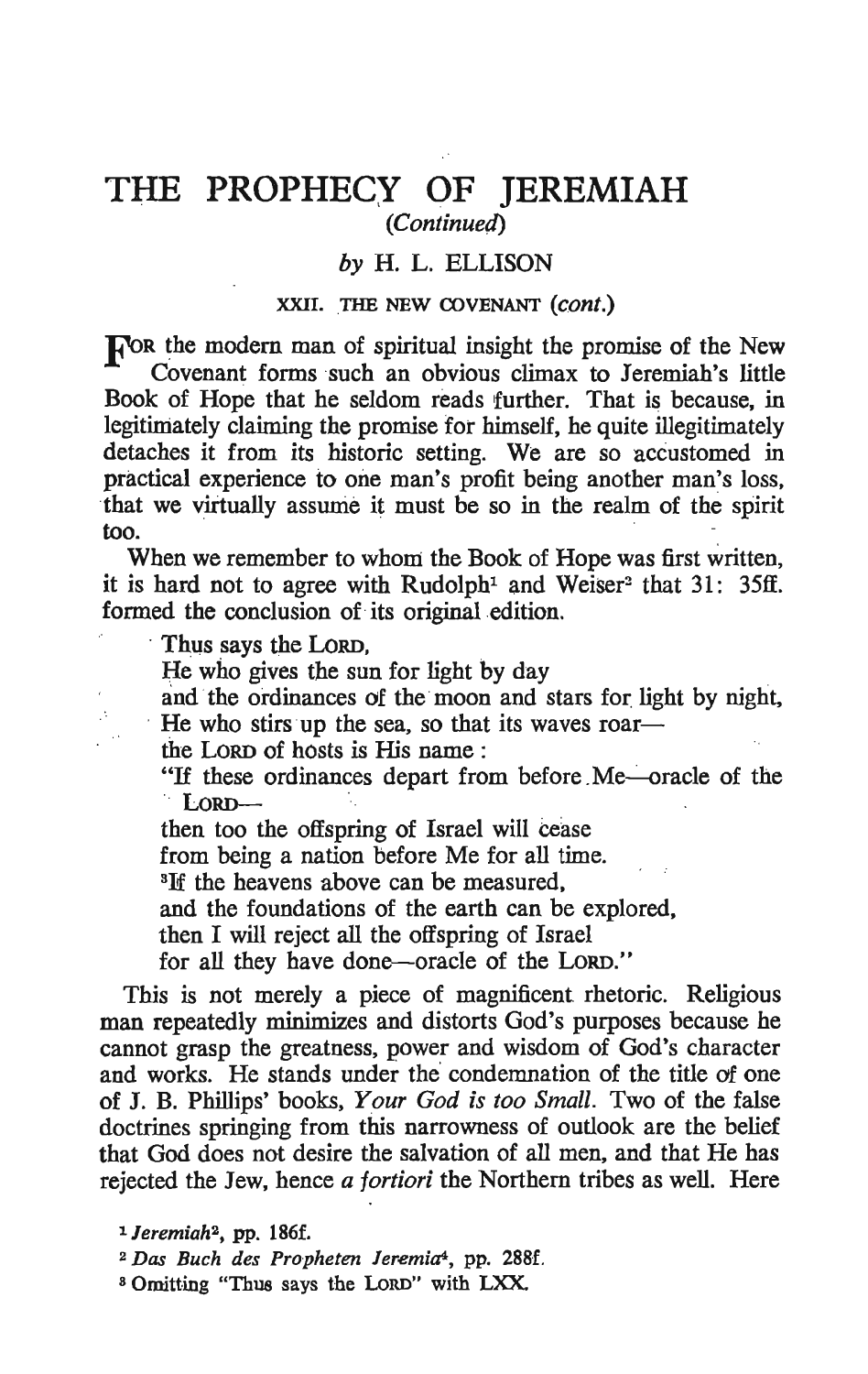# THE PROPHECY OF JEREMIAH

*(Continued)*

*by* H. L. ELLISON

### XXII. THE NEW COVENANT (*cont.*)

FOR the modern man of spiritual insight the promise of the New Covenant forms such an obvious climax to Jeremiah's little Book of Hope that he seldom reads further. That is because, in legitimately claiming the promise for himself, he quite illegitimately detaches it from its historic setting. We are so accustomed in practical experience to one man's profit being another man's loss, that we virtually assume it must be so in the realm of the spirit too.

When we remember to whom the Book of Hope was first written, it is hard not to agree with Rudolph[1] and Weiser[2] that 31: 35ff. formed the conclusion of its original edition.

> Thus says the LORD,
> He who gives the sun for light by day
> and the ordinances of the moon and stars for light by night,
> He who stirs up the sea, so that its waves roar—
> the LORD of hosts is His name:
> "If these ordinances depart from before Me—oracle of the LORD—
> then too the offspring of Israel will cease
> from being a nation before Me for all time.
> [3]If the heavens above can be measured,
> and the foundations of the earth can be explored,
> then I will reject all the offspring of Israel
> for all they have done—oracle of the LORD."

This is not merely a piece of magnificent rhetoric. Religious man repeatedly minimizes and distorts God's purposes because he cannot grasp the greatness, power and wisdom of God's character and works. He stands under the condemnation of the title of one of J. B. Phillips' books, *Your God is too Small*. Two of the false doctrines springing from this narrowness of outlook are the belief that God does not desire the salvation of all men, and that He has rejected the Jew, hence *a fortiori* the Northern tribes as well. Here

[1] *Jeremiah*², pp. 186f.

[2] *Das Buch des Propheten Jeremia*⁴, pp. 288f.

[3] Omitting "Thus says the LORD" with LXX.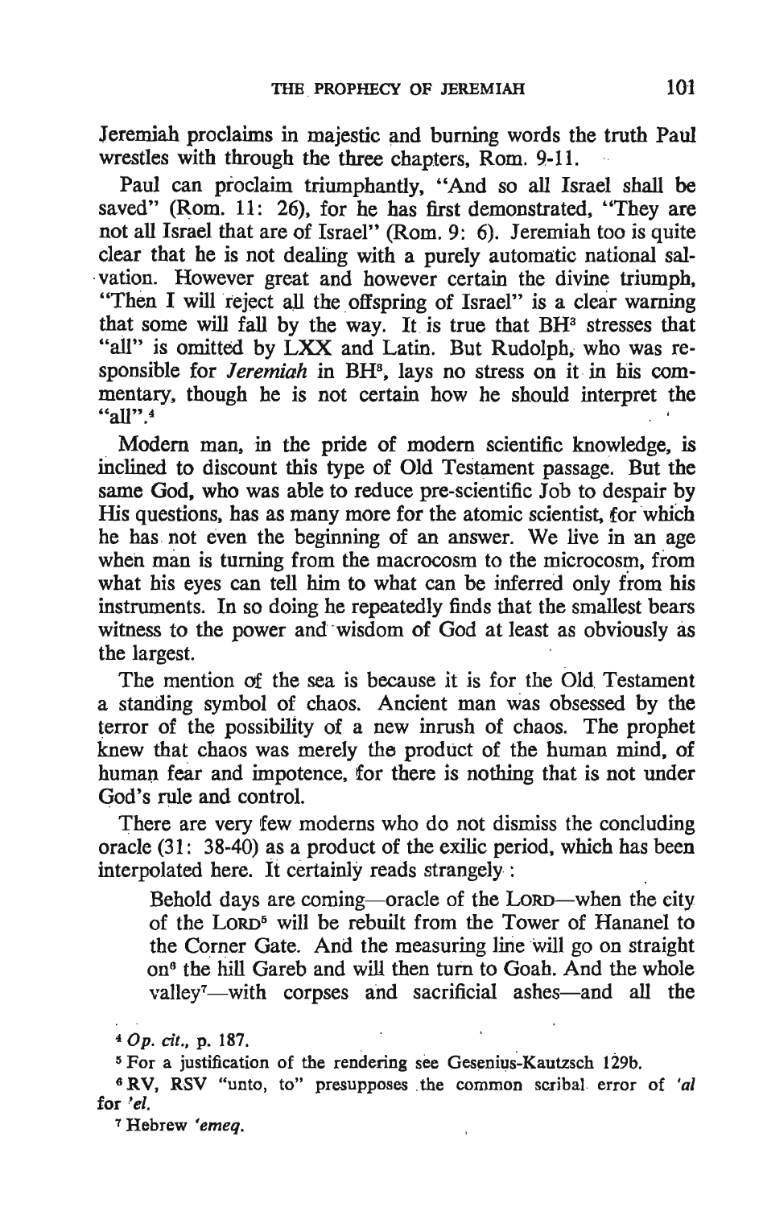Jeremiah proclaims in majestic and burning words the truth Paul wrestles with through the three chapters, Rom. 9-11.

Paul can proclaim triumphantly, "And so all Israel shall be saved" (Rom. 11: 26), for he has first demonstrated, "They are not all Israel that are of Israel" (Rom. 9: 6). Jeremiah too is quite clear that he is not dealing with a purely automatic national salvation. However great and however certain the divine triumph, "Then I will reject all the offspring of Israel" is a clear warning that some will fall by the way. It is true that BH[3] stresses that "all" is omitted by LXX and Latin. But Rudolph, who was responsible for *Jeremiah* in BH[3], lays no stress on it in his commentary, though he is not certain how he should interpret the "all".[4]

Modern man, in the pride of modern scientific knowledge, is inclined to discount this type of Old Testament passage. But the same God, who was able to reduce pre-scientific Job to despair by His questions, has as many more for the atomic scientist, for which he has not even the beginning of an answer. We live in an age when man is turning from the macrocosm to the microcosm, from what his eyes can tell him to what can be inferred only from his instruments. In so doing he repeatedly finds that the smallest bears witness to the power and wisdom of God at least as obviously as the largest.

The mention of the sea is because it is for the Old Testament a standing symbol of chaos. Ancient man was obsessed by the terror of the possibility of a new inrush of chaos. The prophet knew that chaos was merely the product of the human mind, of human fear and impotence, for there is nothing that is not under God's rule and control.

There are very few moderns who do not dismiss the concluding oracle (31: 38-40) as a product of the exilic period, which has been interpolated here. It certainly reads strangely:

> Behold days are coming—oracle of the LORD—when the city of the LORD[5] will be rebuilt from the Tower of Hananel to the Corner Gate. And the measuring line will go on straight on[6] the hill Gareb and will then turn to Goah. And the whole valley[7]—with corpses and sacrificial ashes—and all the

[4] *Op. cit.*, p. 187.

[5] For a justification of the rendering see Gesenius-Kautzsch 129b.

[6] RV, RSV "unto, to" presupposes the common scribal error of *'al* for *'el*.

[7] Hebrew *'emeq*.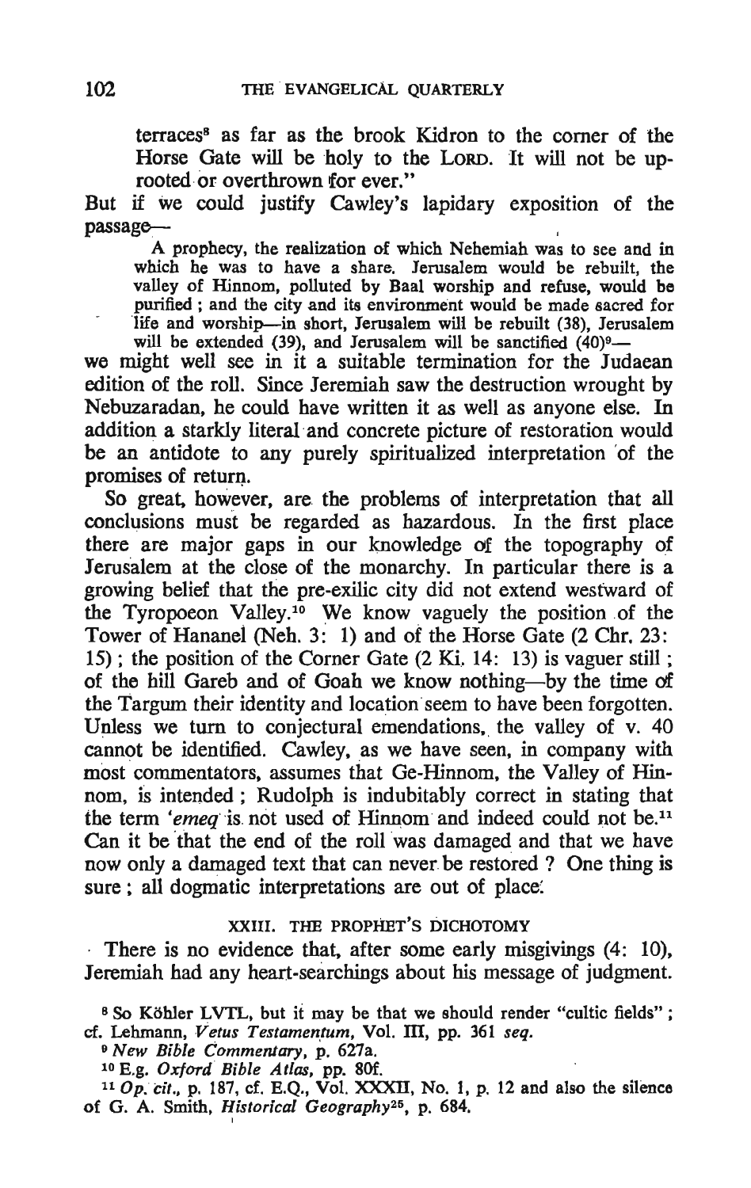terraces[8] as far as the brook Kidron to the corner of the Horse Gate will be holy to the LORD. It will not be uprooted or overthrown for ever."

But if we could justify Cawley's lapidary exposition of the passage—

> A prophecy, the realization of which Nehemiah was to see and in which he was to have a share. Jerusalem would be rebuilt, the valley of Hinnom, polluted by Baal worship and refuse, would be purified; and the city and its environment would be made sacred for life and worship—in short, Jerusalem will be rebuilt (38), Jerusalem will be extended (39), and Jerusalem will be sanctified (40)[9]—

we might well see in it a suitable termination for the Judaean edition of the roll. Since Jeremiah saw the destruction wrought by Nebuzaradan, he could have written it as well as anyone else. In addition a starkly literal and concrete picture of restoration would be an antidote to any purely spiritualized interpretation of the promises of return.

So great, however, are the problems of interpretation that all conclusions must be regarded as hazardous. In the first place there are major gaps in our knowledge of the topography of Jerusalem at the close of the monarchy. In particular there is a growing belief that the pre-exilic city did not extend westward of the Tyropoeon Valley.[10] We know vaguely the position of the Tower of Hananel (Neh. 3: 1) and of the Horse Gate (2 Chr. 23: 15); the position of the Corner Gate (2 Ki. 14: 13) is vaguer still; of the hill Gareb and of Goah we know nothing—by the time of the Targum their identity and location seem to have been forgotten. Unless we turn to conjectural emendations, the valley of v. 40 cannot be identified. Cawley, as we have seen, in company with most commentators, assumes that Ge-Hinnom, the Valley of Hinnom, is intended; Rudolph is indubitably correct in stating that the term *'emeq* is not used of Hinnom and indeed could not be.[11] Can it be that the end of the roll was damaged and that we have now only a damaged text that can never be restored? One thing is sure; all dogmatic interpretations are out of place.

## XXIII. THE PROPHET'S DICHOTOMY

There is no evidence that, after some early misgivings (4: 10), Jeremiah had any heart-searchings about his message of judgment.

---

[8] So Köhler LVTL, but it may be that we should render "cultic fields"; cf. Lehmann, *Vetus Testamentum*, Vol. III, pp. 361 *seq.*

[9] *New Bible Commentary*, p. 627a.

[10] E.g. *Oxford Bible Atlas*, pp. 80f.

[11] *Op. cit.*, p. 187, cf. E.Q., Vol. XXXII, No. 1, p. 12 and also the silence of G. A. Smith, *Historical Geography*[25], p. 684.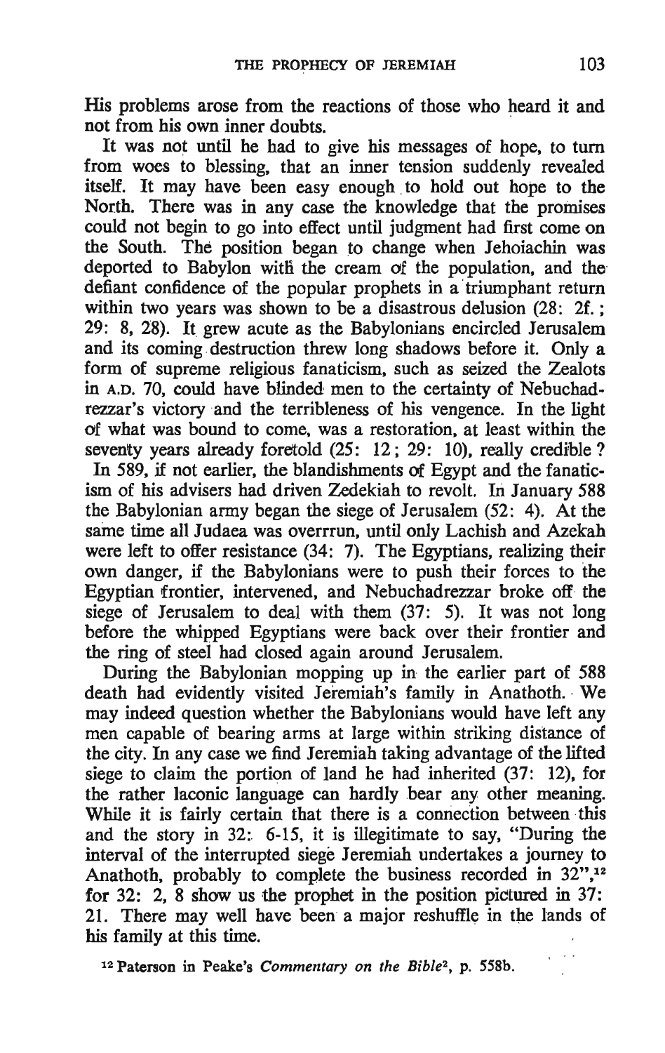His problems arose from the reactions of those who heard it and not from his own inner doubts.

It was not until he had to give his messages of hope, to turn from woes to blessing, that an inner tension suddenly revealed itself. It may have been easy enough to hold out hope to the North. There was in any case the knowledge that the promises could not begin to go into effect until judgment had first come on the South. The position began to change when Jehoiachin was deported to Babylon with the cream of the population, and the defiant confidence of the popular prophets in a triumphant return within two years was shown to be a disastrous delusion (28: 2f.; 29: 8, 28). It grew acute as the Babylonians encircled Jerusalem and its coming destruction threw long shadows before it. Only a form of supreme religious fanaticism, such as seized the Zealots in A.D. 70, could have blinded men to the certainty of Nebuchadrezzar's victory and the terribleness of his vengence. In the light of what was bound to come, was a restoration, at least within the seventy years already foretold (25: 12; 29: 10), really credible?

In 589, if not earlier, the blandishments of Egypt and the fanaticism of his advisers had driven Zedekiah to revolt. In January 588 the Babylonian army began the siege of Jerusalem (52: 4). At the same time all Judaea was overrrun, until only Lachish and Azekah were left to offer resistance (34: 7). The Egyptians, realizing their own danger, if the Babylonians were to push their forces to the Egyptian frontier, intervened, and Nebuchadrezzar broke off the siege of Jerusalem to deal with them (37: 5). It was not long before the whipped Egyptians were back over their frontier and the ring of steel had closed again around Jerusalem.

During the Babylonian mopping up in the earlier part of 588 death had evidently visited Jeremiah's family in Anathoth. We may indeed question whether the Babylonians would have left any men capable of bearing arms at large within striking distance of the city. In any case we find Jeremiah taking advantage of the lifted siege to claim the portion of land he had inherited (37: 12), for the rather laconic language can hardly bear any other meaning. While it is fairly certain that there is a connection between this and the story in 32: 6-15, it is illegitimate to say, "During the interval of the interrupted siege Jeremiah undertakes a journey to Anathoth, probably to complete the business recorded in 32",[12] for 32: 2, 8 show us the prophet in the position pictured in 37: 21. There may well have been a major reshuffle in the lands of his family at this time.

[12] Paterson in Peake's *Commentary on the Bible*², p. 558b.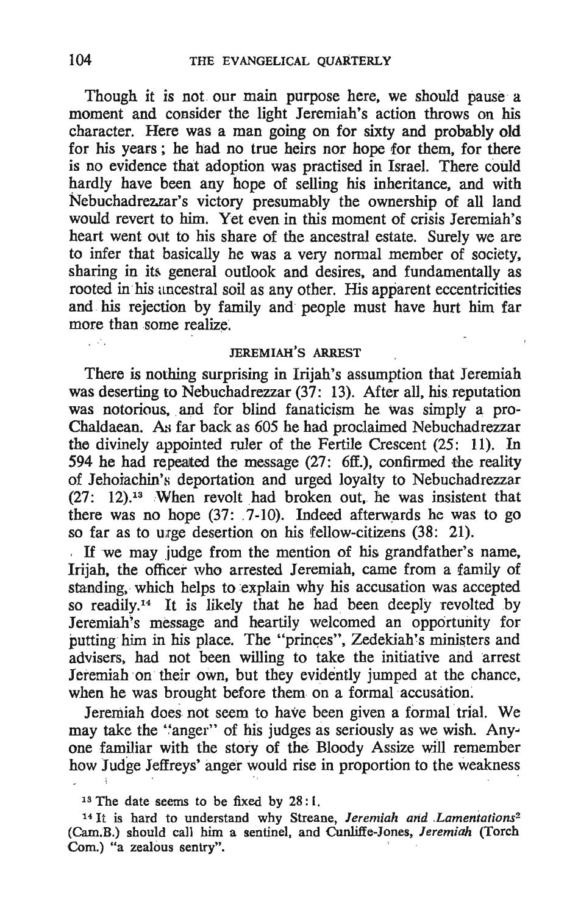Though it is not our main purpose here, we should pause a moment and consider the light Jeremiah's action throws on his character. Here was a man going on for sixty and probably old for his years; he had no true heirs nor hope for them, for there is no evidence that adoption was practised in Israel. There could hardly have been any hope of selling his inheritance, and with Nebuchadrezzar's victory presumably the ownership of all land would revert to him. Yet even in this moment of crisis Jeremiah's heart went out to his share of the ancestral estate. Surely we are to infer that basically he was a very normal member of society, sharing in its general outlook and desires, and fundamentally as rooted in his ancestral soil as any other. His apparent eccentricities and his rejection by family and people must have hurt him far more than some realize.

## JEREMIAH'S ARREST

There is nothing surprising in Irijah's assumption that Jeremiah was deserting to Nebuchadrezzar (37: 13). After all, his reputation was notorious, and for blind fanaticism he was simply a pro-Chaldaean. As far back as 605 he had proclaimed Nebuchadrezzar the divinely appointed ruler of the Fertile Crescent (25: 11). In 594 he had repeated the message (27: 6ff.), confirmed the reality of Jehoiachin's deportation and urged loyalty to Nebuchadrezzar (27: 12).[13] When revolt had broken out, he was insistent that there was no hope (37: 7-10). Indeed afterwards he was to go so far as to urge desertion on his fellow-citizens (38: 21).

If we may judge from the mention of his grandfather's name, Irijah, the officer who arrested Jeremiah, came from a family of standing, which helps to explain why his accusation was accepted so readily.[14] It is likely that he had been deeply revolted by Jeremiah's message and heartily welcomed an opportunity for putting him in his place. The "princes", Zedekiah's ministers and advisers, had not been willing to take the initiative and arrest Jeremiah on their own, but they evidently jumped at the chance, when he was brought before them on a formal accusation.

Jeremiah does not seem to have been given a formal trial. We may take the "anger" of his judges as seriously as we wish. Anyone familiar with the story of the Bloody Assize will remember how Judge Jeffreys' anger would rise in proportion to the weakness

[13] The date seems to be fixed by 28: 1.

[14] It is hard to understand why Streane, *Jeremiah and Lamentations*[2] (Cam.B.) should call him a sentinel, and Cunliffe-Jones, *Jeremiah* (Torch Com.) "a zealous sentry".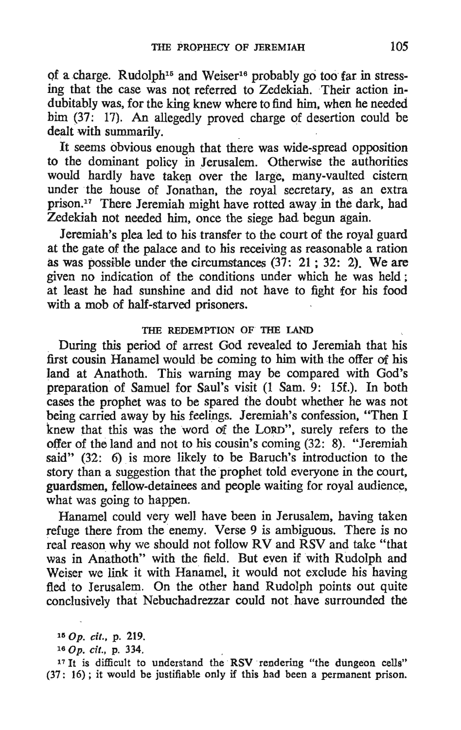of a charge. Rudolph[15] and Weiser[16] probably go too far in stressing that the case was not referred to Zedekiah. Their action indubitably was, for the king knew where to find him, when he needed him (37: 17). An allegedly proved charge of desertion could be dealt with summarily.

It seems obvious enough that there was wide-spread opposition to the dominant policy in Jerusalem. Otherwise the authorities would hardly have taken over the large, many-vaulted cistern under the house of Jonathan, the royal secretary, as an extra prison.[17] There Jeremiah might have rotted away in the dark, had Zedekiah not needed him, once the siege had begun again.

Jeremiah's plea led to his transfer to the court of the royal guard at the gate of the palace and to his receiving as reasonable a ration as was possible under the circumstances (37: 21 ; 32: 2). We are given no indication of the conditions under which he was held ; at least he had sunshine and did not have to fight for his food with a mob of half-starved prisoners.

## THE REDEMPTION OF THE LAND

During this period of arrest God revealed to Jeremiah that his first cousin Hanamel would be coming to him with the offer of his land at Anathoth. This warning may be compared with God's preparation of Samuel for Saul's visit (1 Sam. 9: 15f.). In both cases the prophet was to be spared the doubt whether he was not being carried away by his feelings. Jeremiah's confession, "Then I knew that this was the word of the LORD", surely refers to the offer of the land and not to his cousin's coming (32: 8). "Jeremiah said" (32: 6) is more likely to be Baruch's introduction to the story than a suggestion that the prophet told everyone in the court, guardsmen, fellow-detainees and people waiting for royal audience, what was going to happen.

Hanamel could very well have been in Jerusalem, having taken refuge there from the enemy. Verse 9 is ambiguous. There is no real reason why we should not follow RV and RSV and take "that was in Anathoth" with the field. But even if with Rudolph and Weiser we link it with Hanamel, it would not exclude his having fled to Jerusalem. On the other hand Rudolph points out quite conclusively that Nebuchadrezzar could not have surrounded the

---

[15] *Op. cit.*, p. 219.

[16] *Op. cit.*, p. 334.

[17] It is difficult to understand the RSV rendering "the dungeon cells" (37: 16) ; it would be justifiable only if this had been a permanent prison.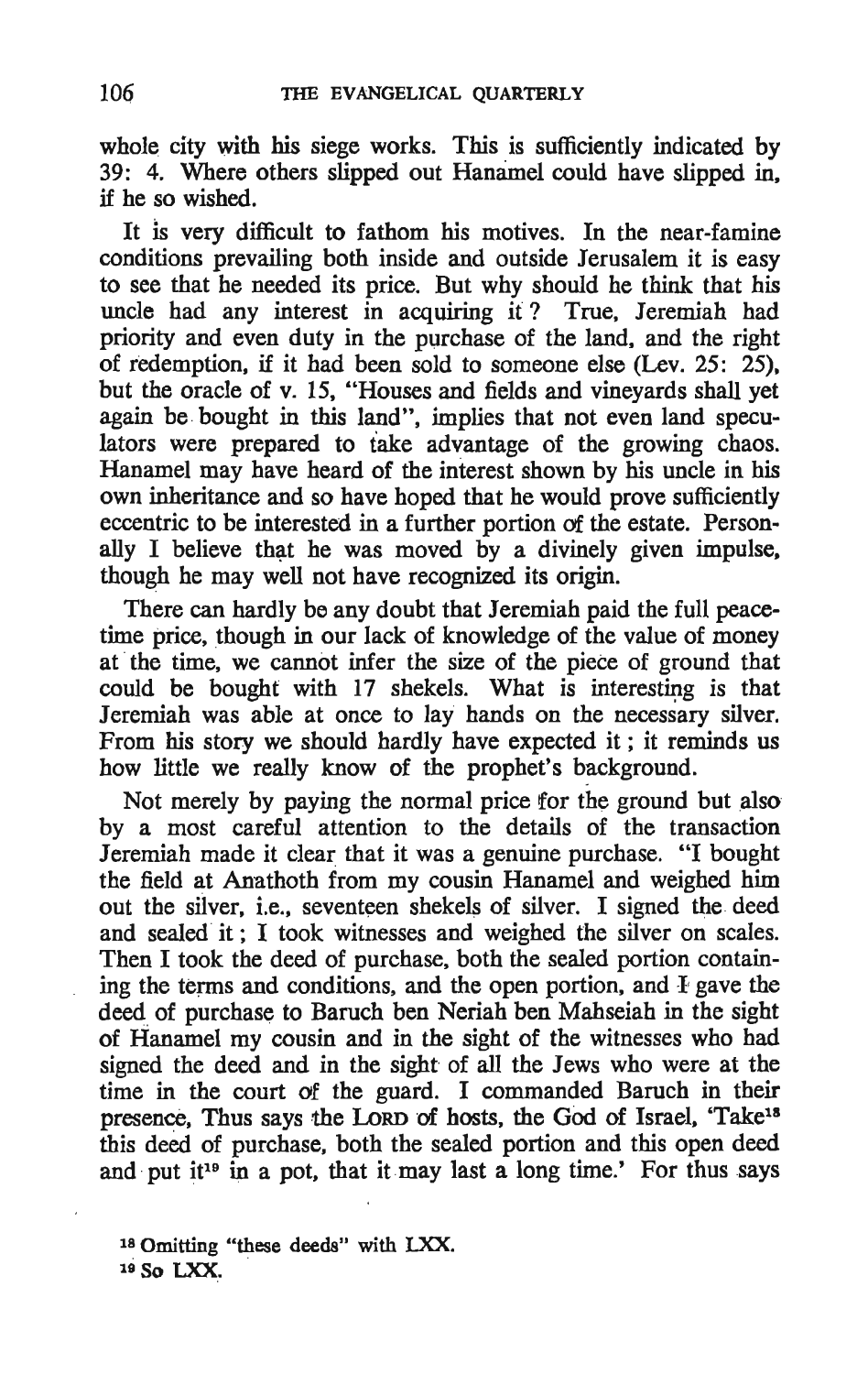whole city with his siege works. This is sufficiently indicated by 39: 4. Where others slipped out Hanamel could have slipped in, if he so wished.

It is very difficult to fathom his motives. In the near-famine conditions prevailing both inside and outside Jerusalem it is easy to see that he needed its price. But why should he think that his uncle had any interest in acquiring it? True, Jeremiah had priority and even duty in the purchase of the land, and the right of redemption, if it had been sold to someone else (Lev. 25: 25), but the oracle of v. 15, "Houses and fields and vineyards shall yet again be bought in this land", implies that not even land speculators were prepared to take advantage of the growing chaos. Hanamel may have heard of the interest shown by his uncle in his own inheritance and so have hoped that he would prove sufficiently eccentric to be interested in a further portion of the estate. Personally I believe that he was moved by a divinely given impulse, though he may well not have recognized its origin.

There can hardly be any doubt that Jeremiah paid the full peacetime price, though in our lack of knowledge of the value of money at the time, we cannot infer the size of the piece of ground that could be bought with 17 shekels. What is interesting is that Jeremiah was able at once to lay hands on the necessary silver. From his story we should hardly have expected it; it reminds us how little we really know of the prophet's background.

Not merely by paying the normal price for the ground but also by a most careful attention to the details of the transaction Jeremiah made it clear that it was a genuine purchase. "I bought the field at Anathoth from my cousin Hanamel and weighed him out the silver, i.e., seventeen shekels of silver. I signed the deed and sealed it; I took witnesses and weighed the silver on scales. Then I took the deed of purchase, both the sealed portion containing the terms and conditions, and the open portion, and I gave the deed of purchase to Baruch ben Neriah ben Mahseiah in the sight of Hanamel my cousin and in the sight of the witnesses who had signed the deed and in the sight of all the Jews who were at the time in the court of the guard. I commanded Baruch in their presence, Thus says the LORD of hosts, the God of Israel, 'Take[18] this deed of purchase, both the sealed portion and this open deed and put it[19] in a pot, that it may last a long time.' For thus says

[18] Omitting "these deeds" with LXX.

[19] So LXX.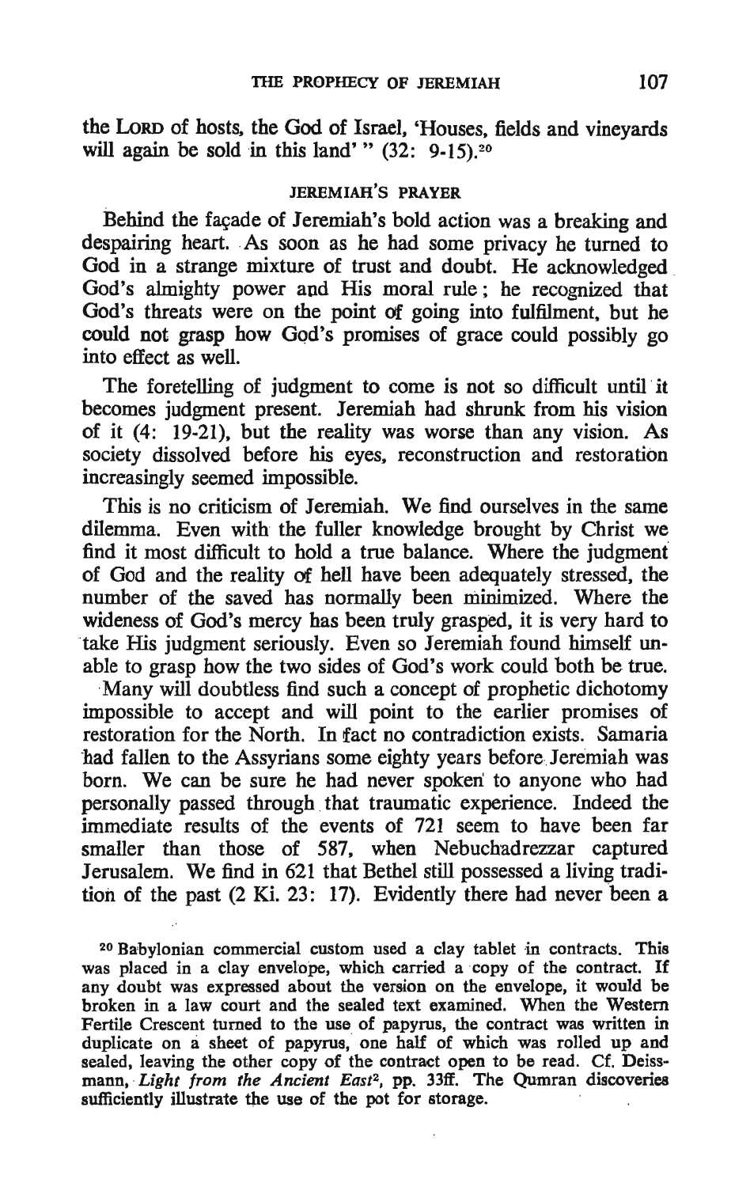the LORD of hosts, the God of Israel, 'Houses, fields and vineyards will again be sold in this land' " (32: 9-15).[20]

## JEREMIAH'S PRAYER

Behind the façade of Jeremiah's bold action was a breaking and despairing heart. As soon as he had some privacy he turned to God in a strange mixture of trust and doubt. He acknowledged God's almighty power and His moral rule; he recognized that God's threats were on the point of going into fulfilment, but he could not grasp how God's promises of grace could possibly go into effect as well.

The foretelling of judgment to come is not so difficult until it becomes judgment present. Jeremiah had shrunk from his vision of it (4: 19-21), but the reality was worse than any vision. As society dissolved before his eyes, reconstruction and restoration increasingly seemed impossible.

This is no criticism of Jeremiah. We find ourselves in the same dilemma. Even with the fuller knowledge brought by Christ we find it most difficult to hold a true balance. Where the judgment of God and the reality of hell have been adequately stressed, the number of the saved has normally been minimized. Where the wideness of God's mercy has been truly grasped, it is very hard to take His judgment seriously. Even so Jeremiah found himself unable to grasp how the two sides of God's work could both be true.

Many will doubtless find such a concept of prophetic dichotomy impossible to accept and will point to the earlier promises of restoration for the North. In fact no contradiction exists. Samaria had fallen to the Assyrians some eighty years before Jeremiah was born. We can be sure he had never spoken to anyone who had personally passed through that traumatic experience. Indeed the immediate results of the events of 721 seem to have been far smaller than those of 587, when Nebuchadrezzar captured Jerusalem. We find in 621 that Bethel still possessed a living tradition of the past (2 Ki. 23: 17). Evidently there had never been a

[20] Babylonian commercial custom used a clay tablet in contracts. This was placed in a clay envelope, which carried a copy of the contract. If any doubt was expressed about the version on the envelope, it would be broken in a law court and the sealed text examined. When the Western Fertile Crescent turned to the use of papyrus, the contract was written in duplicate on a sheet of papyrus, one half of which was rolled up and sealed, leaving the other copy of the contract open to be read. Cf. Deissmann, *Light from the Ancient East*[2], pp. 33ff. The Qumran discoveries sufficiently illustrate the use of the pot for storage.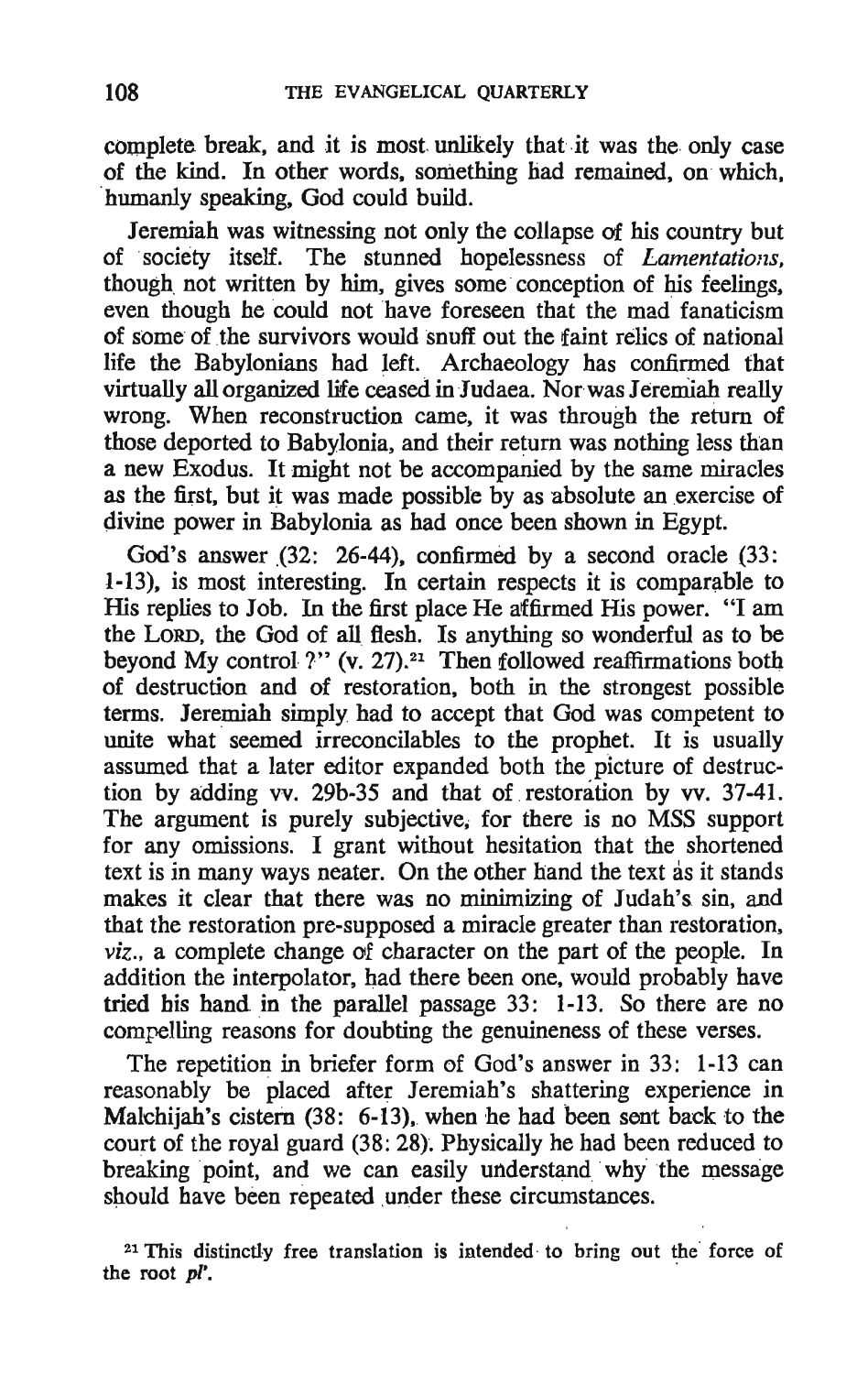complete break, and it is most unlikely that it was the only case of the kind. In other words, something had remained, on which, humanly speaking, God could build.

Jeremiah was witnessing not only the collapse of his country but of society itself. The stunned hopelessness of *Lamentations*, though not written by him, gives some conception of his feelings, even though he could not have foreseen that the mad fanaticism of some of the survivors would snuff out the faint relics of national life the Babylonians had left. Archaeology has confirmed that virtually all organized life ceased in Judaea. Nor was Jeremiah really wrong. When reconstruction came, it was through the return of those deported to Babylonia, and their return was nothing less than a new Exodus. It might not be accompanied by the same miracles as the first, but it was made possible by as absolute an exercise of divine power in Babylonia as had once been shown in Egypt.

God's answer (32: 26-44), confirmed by a second oracle (33: 1-13), is most interesting. In certain respects it is comparable to His replies to Job. In the first place He affirmed His power. "I am the LORD, the God of all flesh. Is anything so wonderful as to be beyond My control?" (v. 27).[21] Then followed reaffirmations both of destruction and of restoration, both in the strongest possible terms. Jeremiah simply had to accept that God was competent to unite what seemed irreconcilables to the prophet. It is usually assumed that a later editor expanded both the picture of destruction by adding vv. 29b-35 and that of restoration by vv. 37-41. The argument is purely subjective, for there is no MSS support for any omissions. I grant without hesitation that the shortened text is in many ways neater. On the other hand the text as it stands makes it clear that there was no minimizing of Judah's sin, and that the restoration pre-supposed a miracle greater than restoration, *viz.*, a complete change of character on the part of the people. In addition the interpolator, had there been one, would probably have tried his hand in the parallel passage 33: 1-13. So there are no compelling reasons for doubting the genuineness of these verses.

The repetition in briefer form of God's answer in 33: 1-13 can reasonably be placed after Jeremiah's shattering experience in Malchijah's cistern (38: 6-13), when he had been sent back to the court of the royal guard (38: 28). Physically he had been reduced to breaking point, and we can easily understand why the message should have been repeated under these circumstances.

[21] This distinctly free translation is intended to bring out the force of the root *pl'*.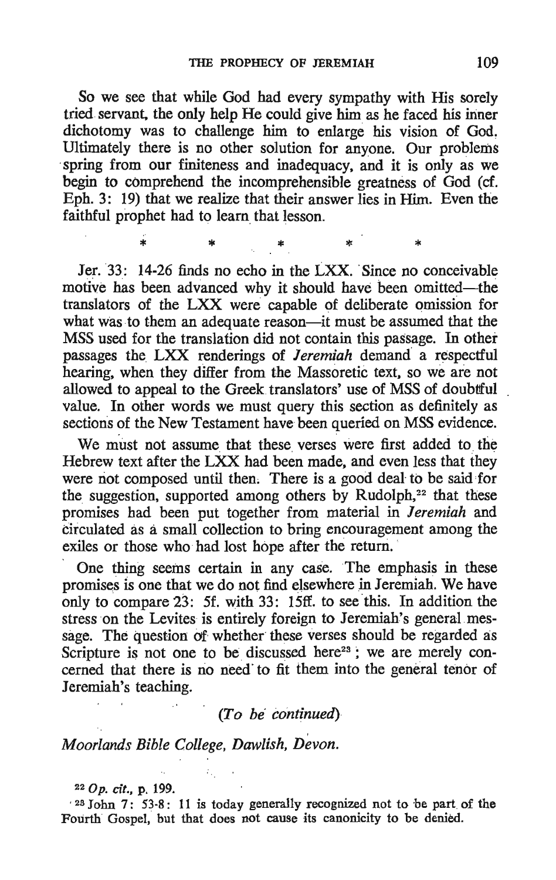So we see that while God had every sympathy with His sorely tried servant, the only help He could give him as he faced his inner dichotomy was to challenge him to enlarge his vision of God. Ultimately there is no other solution for anyone. Our problems spring from our finiteness and inadequacy, and it is only as we begin to comprehend the incomprehensible greatness of God (cf. Eph. 3: 19) that we realize that their answer lies in Him. Even the faithful prophet had to learn that lesson.

\* \* \* \* \*

Jer. 33: 14-26 finds no echo in the LXX. Since no conceivable motive has been advanced why it should have been omitted—the translators of the LXX were capable of deliberate omission for what was to them an adequate reason—it must be assumed that the MSS used for the translation did not contain this passage. In other passages the LXX renderings of *Jeremiah* demand a respectful hearing, when they differ from the Massoretic text, so we are not allowed to appeal to the Greek translators' use of MSS of doubtful value. In other words we must query this section as definitely as sections of the New Testament have been queried on MSS evidence.

We must not assume that these verses were first added to the Hebrew text after the LXX had been made, and even less that they were not composed until then. There is a good deal to be said for the suggestion, supported among others by Rudolph,[22] that these promises had been put together from material in *Jeremiah* and circulated as a small collection to bring encouragement among the exiles or those who had lost hope after the return.

One thing seems certain in any case. The emphasis in these promises is one that we do not find elsewhere in Jeremiah. We have only to compare 23: 5f. with 33: 15ff. to see this. In addition the stress on the Levites is entirely foreign to Jeremiah's general message. The question of whether these verses should be regarded as Scripture is not one to be discussed here[23]; we are merely concerned that there is no need to fit them into the general tenor of Jeremiah's teaching.

*(To be continued)*

*Moorlands Bible College, Dawlish, Devon.*

[22] *Op. cit.*, p. 199.

[23] John 7: 53-8: 11 is today generally recognized not to be part of the Fourth Gospel, but that does not cause its canonicity to be denied.